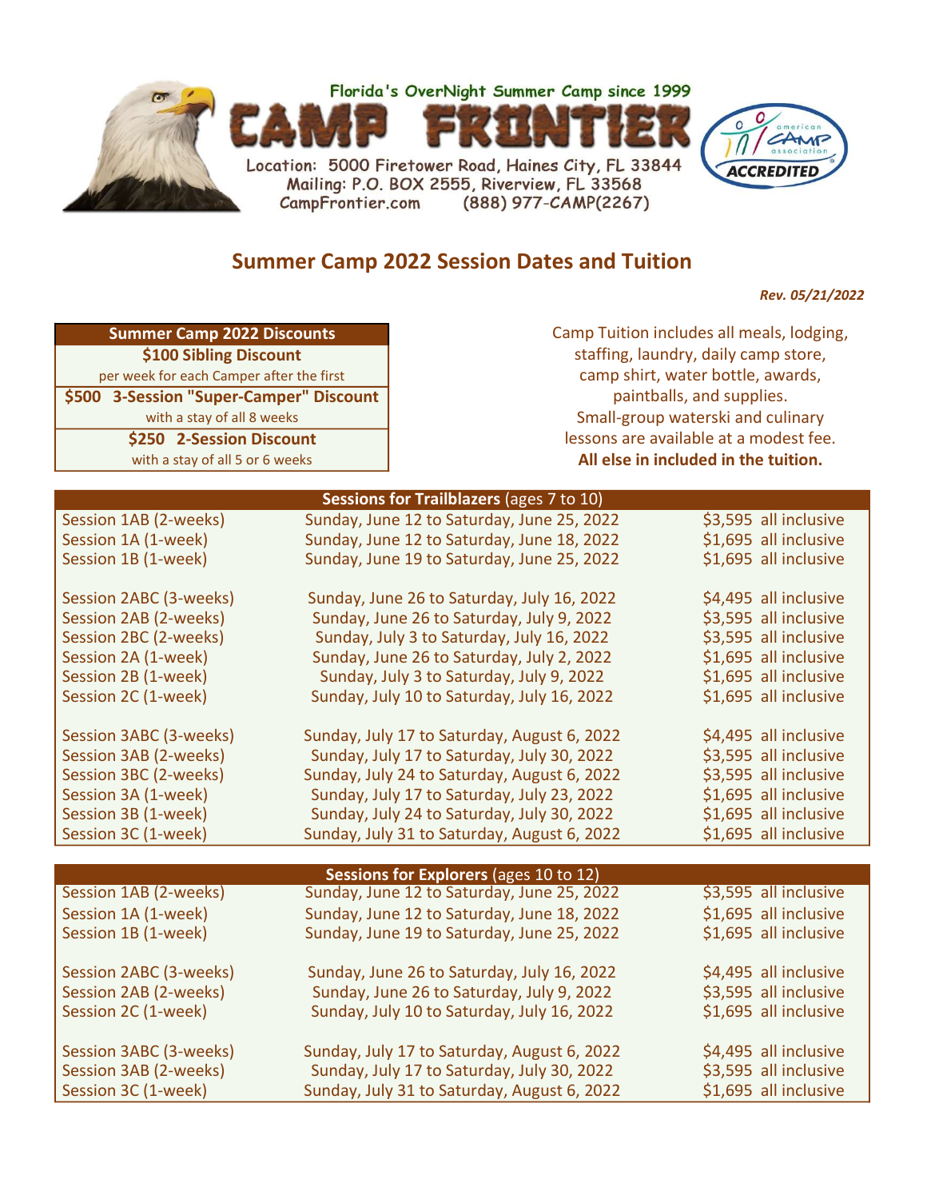Florida's OverNight Summer Camp since 1999

# CAMP FRONTIER

Location: 5000 Firetower Road, Haines City, FL 33844
Mailing: P.O. BOX 2555, Riverview, FL 33568
CampFrontier.com (888) 977-CAMP(2267)

american camp association ACCREDITED

## Summer Camp 2022 Session Dates and Tuition

***Rev. 05/21/2022***

| Summer Camp 2022 Discounts |
|---|
| **$100 Sibling Discount** per week for each Camper after the first |
| **$500 3-Session "Super-Camper" Discount** with a stay of all 8 weeks |
| **$250 2-Session Discount** with a stay of all 5 or 6 weeks |

Camp Tuition includes all meals, lodging, staffing, laundry, daily camp store, camp shirt, water bottle, awards, paintballs, and supplies. Small-group waterski and culinary lessons are available at a modest fee. **All else in included in the tuition.**

| **Sessions for Trailblazers** (ages 7 to 10) | | |
|---|---|---|
| Session 1AB (2-weeks) | Sunday, June 12 to Saturday, June 25, 2022 | $3,595 all inclusive |
| Session 1A (1-week) | Sunday, June 12 to Saturday, June 18, 2022 | $1,695 all inclusive |
| Session 1B (1-week) | Sunday, June 19 to Saturday, June 25, 2022 | $1,695 all inclusive |
| | | |
| Session 2ABC (3-weeks) | Sunday, June 26 to Saturday, July 16, 2022 | $4,495 all inclusive |
| Session 2AB (2-weeks) | Sunday, June 26 to Saturday, July 9, 2022 | $3,595 all inclusive |
| Session 2BC (2-weeks) | Sunday, July 3 to Saturday, July 16, 2022 | $3,595 all inclusive |
| Session 2A (1-week) | Sunday, June 26 to Saturday, July 2, 2022 | $1,695 all inclusive |
| Session 2B (1-week) | Sunday, July 3 to Saturday, July 9, 2022 | $1,695 all inclusive |
| Session 2C (1-week) | Sunday, July 10 to Saturday, July 16, 2022 | $1,695 all inclusive |
| | | |
| Session 3ABC (3-weeks) | Sunday, July 17 to Saturday, August 6, 2022 | $4,495 all inclusive |
| Session 3AB (2-weeks) | Sunday, July 17 to Saturday, July 30, 2022 | $3,595 all inclusive |
| Session 3BC (2-weeks) | Sunday, July 24 to Saturday, August 6, 2022 | $3,595 all inclusive |
| Session 3A (1-week) | Sunday, July 17 to Saturday, July 23, 2022 | $1,695 all inclusive |
| Session 3B (1-week) | Sunday, July 24 to Saturday, July 30, 2022 | $1,695 all inclusive |
| Session 3C (1-week) | Sunday, July 31 to Saturday, August 6, 2022 | $1,695 all inclusive |

| **Sessions for Explorers** (ages 10 to 12) | | |
|---|---|---|
| Session 1AB (2-weeks) | Sunday, June 12 to Saturday, June 25, 2022 | $3,595 all inclusive |
| Session 1A (1-week) | Sunday, June 12 to Saturday, June 18, 2022 | $1,695 all inclusive |
| Session 1B (1-week) | Sunday, June 19 to Saturday, June 25, 2022 | $1,695 all inclusive |
| | | |
| Session 2ABC (3-weeks) | Sunday, June 26 to Saturday, July 16, 2022 | $4,495 all inclusive |
| Session 2AB (2-weeks) | Sunday, June 26 to Saturday, July 9, 2022 | $3,595 all inclusive |
| Session 2C (1-week) | Sunday, July 10 to Saturday, July 16, 2022 | $1,695 all inclusive |
| | | |
| Session 3ABC (3-weeks) | Sunday, July 17 to Saturday, August 6, 2022 | $4,495 all inclusive |
| Session 3AB (2-weeks) | Sunday, July 17 to Saturday, July 30, 2022 | $3,595 all inclusive |
| Session 3C (1-week) | Sunday, July 31 to Saturday, August 6, 2022 | $1,695 all inclusive |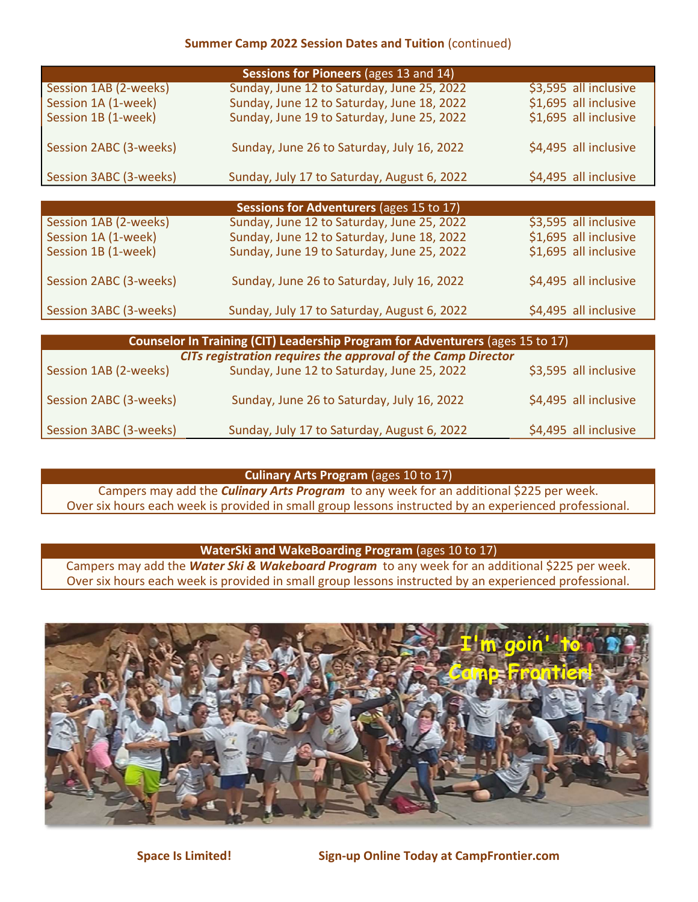**Summer Camp 2022 Session Dates and Tuition** (continued)

| **Sessions for Pioneers** (ages 13 and 14) | | |
|---|---|---|
| Session 1AB (2-weeks) | Sunday, June 12 to Saturday, June 25, 2022 | $3,595 all inclusive |
| Session 1A (1-week) | Sunday, June 12 to Saturday, June 18, 2022 | $1,695 all inclusive |
| Session 1B (1-week) | Sunday, June 19 to Saturday, June 25, 2022 | $1,695 all inclusive |
| Session 2ABC (3-weeks) | Sunday, June 26 to Saturday, July 16, 2022 | $4,495 all inclusive |
| Session 3ABC (3-weeks) | Sunday, July 17 to Saturday, August 6, 2022 | $4,495 all inclusive |

| **Sessions for Adventurers** (ages 15 to 17) | | |
|---|---|---|
| Session 1AB (2-weeks) | Sunday, June 12 to Saturday, June 25, 2022 | $3,595 all inclusive |
| Session 1A (1-week) | Sunday, June 12 to Saturday, June 18, 2022 | $1,695 all inclusive |
| Session 1B (1-week) | Sunday, June 19 to Saturday, June 25, 2022 | $1,695 all inclusive |
| Session 2ABC (3-weeks) | Sunday, June 26 to Saturday, July 16, 2022 | $4,495 all inclusive |
| Session 3ABC (3-weeks) | Sunday, July 17 to Saturday, August 6, 2022 | $4,495 all inclusive |

| **Counselor In Training (CIT) Leadership Program for Adventurers** (ages 15 to 17) | | |
|---|---|---|
| | ***CITs registration requires the approval of the Camp Director*** | |
| Session 1AB (2-weeks) | Sunday, June 12 to Saturday, June 25, 2022 | $3,595 all inclusive |
| Session 2ABC (3-weeks) | Sunday, June 26 to Saturday, July 16, 2022 | $4,495 all inclusive |
| Session 3ABC (3-weeks) | Sunday, July 17 to Saturday, August 6, 2022 | $4,495 all inclusive |

**Culinary Arts Program** (ages 10 to 17)

Campers may add the ***Culinary Arts Program*** to any week for an additional $225 per week.
Over six hours each week is provided in small group lessons instructed by an experienced professional.

**WaterSki and WakeBoarding Program** (ages 10 to 17)

Campers may add the ***Water Ski & Wakeboard Program*** to any week for an additional $225 per week.
Over six hours each week is provided in small group lessons instructed by an experienced professional.

I'm goin' to Camp Frontier!

**Space Is Limited!** **Sign-up Online Today at CampFrontier.com**